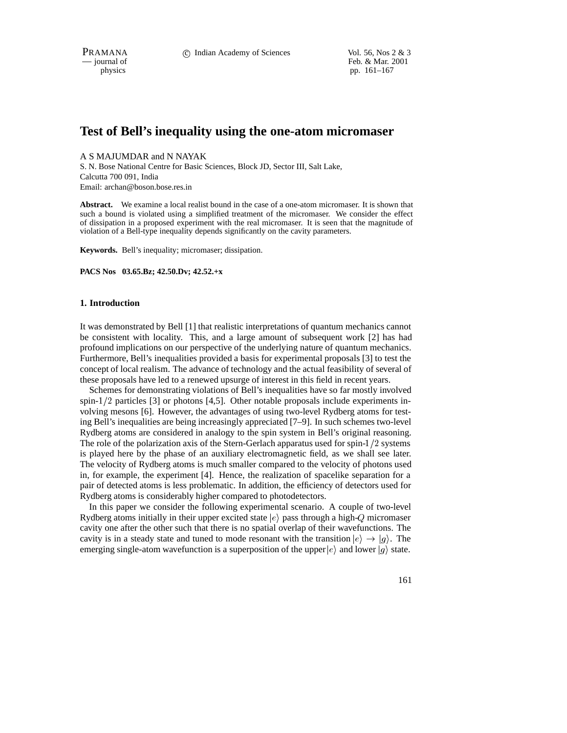# Test of Bell's inequality using the one-atom micromaser

A S MAJUMDAR and N NAYAK

S. N. Bose National Centre for Basic Sciences, Block JD, Sector III, Salt Lake, Calcutta 700 091, India

Email: archan@boson.bose.res.in

**Abstract.** We examine a local realist bound in the case of a one-atom micromaser. It is shown that such a bound is violated using a simplified treatment of the micromaser. We consider the effect of dissipation in a proposed experiment with the real micromaser. It is seen that the magnitude of violation of a Bell-type inequality depends significantly on the cavity parameters.

**Keywords.** Bell's inequality; micromaser; dissipation.

**PACS Nos 03.65.Bz; 42.50.Dv; 42.52.+x**

## 1. Introduction

It was demonstrated by Bell [1] that realistic interpretations of quantum mechanics cannot be consistent with locality. This, and a large amount of subsequent work [2] has had profound implications on our perspective of the underlying nature of quantum mechanics. Furthermore, Bell's inequalities provided a basis for experimental proposals [3] to test the concept of local realism. The advance of technology and the actual feasibility of several of these proposals have led to a renewed upsurge of interest in this field in recent years.

Schemes for demonstrating violations of Bell's inequalities have so far mostly involved spin-$1/2$ particles [3] or photons [4,5]. Other notable proposals include experiments involving mesons [6]. However, the advantages of using two-level Rydberg atoms for testing Bell's inequalities are being increasingly appreciated [7–9]. In such schemes two-level Rydberg atoms are considered in analogy to the spin system in Bell's original reasoning. The role of the polarization axis of the Stern-Gerlach apparatus used for spin-$1/2$ systems is played here by the phase of an auxiliary electromagnetic field, as we shall see later. The velocity of Rydberg atoms is much smaller compared to the velocity of photons used in, for example, the experiment [4]. Hence, the realization of spacelike separation for a pair of detected atoms is less problematic. In addition, the efficiency of detectors used for Rydberg atoms is considerably higher compared to photodetectors.

In this paper we consider the following experimental scenario. A couple of two-level Rydberg atoms initially in their upper excited state $|e\rangle$ pass through a high-$Q$ micromaser cavity one after the other such that there is no spatial overlap of their wavefunctions. The cavity is in a steady state and tuned to mode resonant with the transition $|e\rangle \rightarrow |g\rangle$. The emerging single-atom wavefunction is a superposition of the upper $|e\rangle$ and lower $|g\rangle$ state.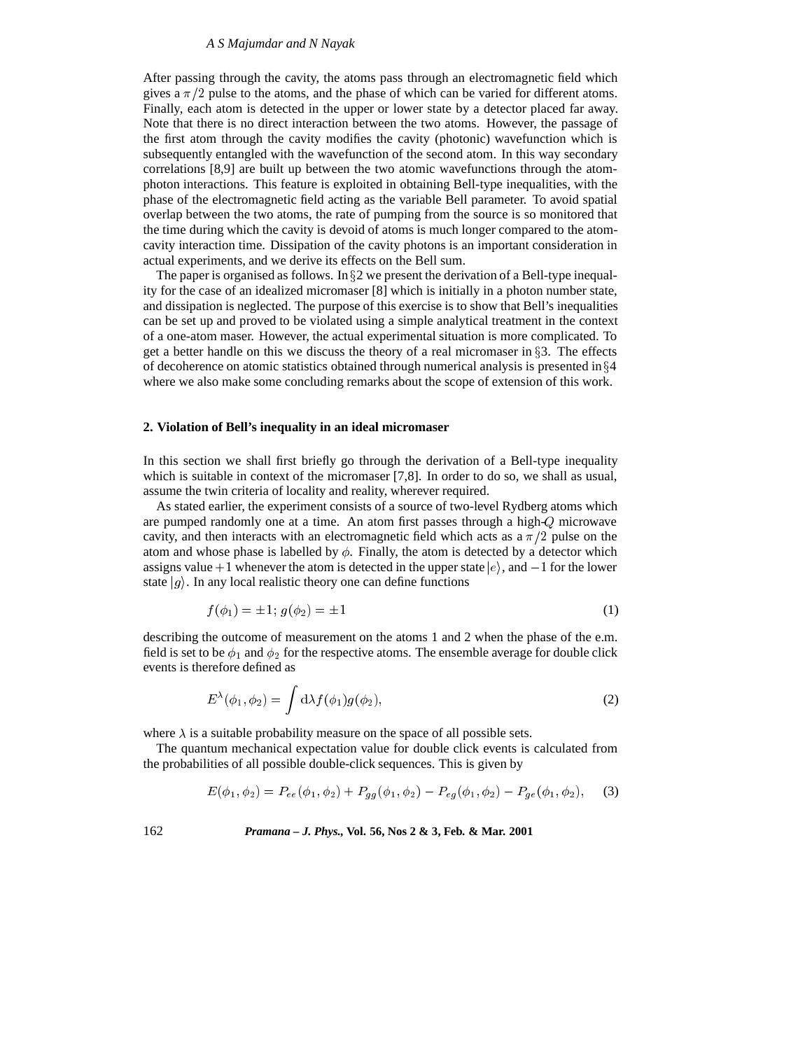After passing through the cavity, the atoms pass through an electromagnetic field which gives a $\pi/2$ pulse to the atoms, and the phase of which can be varied for different atoms. Finally, each atom is detected in the upper or lower state by a detector placed far away. Note that there is no direct interaction between the two atoms. However, the passage of the first atom through the cavity modifies the cavity (photonic) wavefunction which is subsequently entangled with the wavefunction of the second atom. In this way secondary correlations [8,9] are built up between the two atomic wavefunctions through the atom-photon interactions. This feature is exploited in obtaining Bell-type inequalities, with the phase of the electromagnetic field acting as the variable Bell parameter. To avoid spatial overlap between the two atoms, the rate of pumping from the source is so monitored that the time during which the cavity is devoid of atoms is much longer compared to the atom-cavity interaction time. Dissipation of the cavity photons is an important consideration in actual experiments, and we derive its effects on the Bell sum.

The paper is organised as follows. In §2 we present the derivation of a Bell-type inequality for the case of an idealized micromaser [8] which is initially in a photon number state, and dissipation is neglected. The purpose of this exercise is to show that Bell's inequalities can be set up and proved to be violated using a simple analytical treatment in the context of a one-atom maser. However, the actual experimental situation is more complicated. To get a better handle on this we discuss the theory of a real micromaser in §3. The effects of decoherence on atomic statistics obtained through numerical analysis is presented in §4 where we also make some concluding remarks about the scope of extension of this work.

## 2. Violation of Bell's inequality in an ideal micromaser

In this section we shall first briefly go through the derivation of a Bell-type inequality which is suitable in context of the micromaser [7,8]. In order to do so, we shall as usual, assume the twin criteria of locality and reality, wherever required.

As stated earlier, the experiment consists of a source of two-level Rydberg atoms which are pumped randomly one at a time. An atom first passes through a high-$Q$ microwave cavity, and then interacts with an electromagnetic field which acts as a $\pi/2$ pulse on the atom and whose phase is labelled by $\phi$. Finally, the atom is detected by a detector which assigns value $+1$ whenever the atom is detected in the upper state $|e\rangle$, and $-1$ for the lower state $|g\rangle$. In any local realistic theory one can define functions

$$f(\phi_1) = \pm 1; \; g(\phi_2) = \pm 1 \tag{1}$$

describing the outcome of measurement on the atoms 1 and 2 when the phase of the e.m. field is set to be $\phi_1$ and $\phi_2$ for the respective atoms. The ensemble average for double click events is therefore defined as

$$E^{\lambda}(\phi_1, \phi_2) = \int \mathrm{d}\lambda f(\phi_1) g(\phi_2), \tag{2}$$

where $\lambda$ is a suitable probability measure on the space of all possible sets.

The quantum mechanical expectation value for double click events is calculated from the probabilities of all possible double-click sequences. This is given by

$$E(\phi_1, \phi_2) = P_{ee}(\phi_1, \phi_2) + P_{gg}(\phi_1, \phi_2) - P_{eg}(\phi_1, \phi_2) - P_{ge}(\phi_1, \phi_2), \tag{3}$$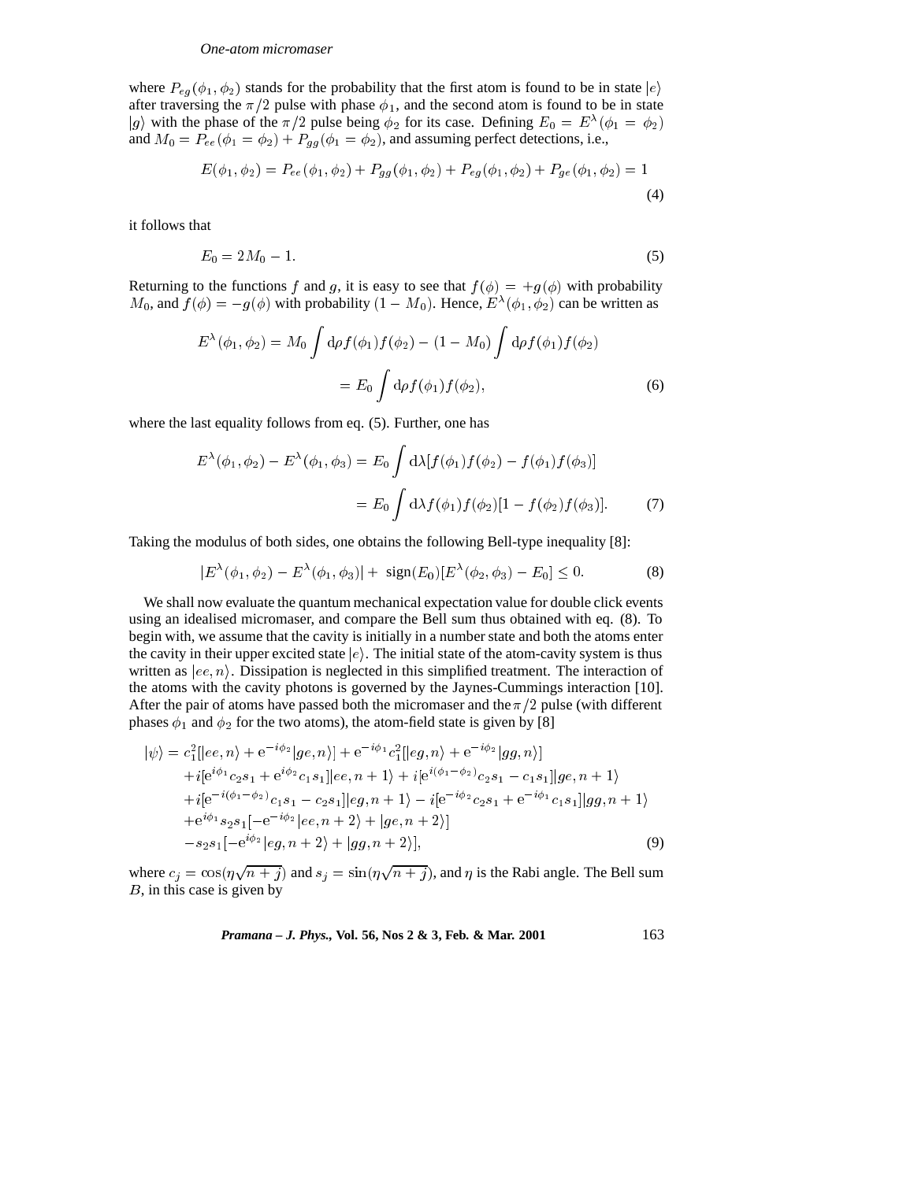where $P_{eg}(\phi_1, \phi_2)$ stands for the probability that the first atom is found to be in state $|e\rangle$ after traversing the $\pi/2$ pulse with phase $\phi_1$, and the second atom is found to be in state $|g\rangle$ with the phase of the $\pi/2$ pulse being $\phi_2$ for its case. Defining $E_0 = E^\lambda(\phi_1 = \phi_2)$ and $M_0 = P_{ee}(\phi_1 = \phi_2) + P_{gg}(\phi_1 = \phi_2)$, and assuming perfect detections, i.e.,

$$E(\phi_1, \phi_2) = P_{ee}(\phi_1, \phi_2) + P_{gg}(\phi_1, \phi_2) + P_{eg}(\phi_1, \phi_2) + P_{ge}(\phi_1, \phi_2) = 1 \tag{4}$$

it follows that

$$E_0 = 2M_0 - 1. \tag{5}$$

Returning to the functions $f$ and $g$, it is easy to see that $f(\phi) = +g(\phi)$ with probability $M_0$, and $f(\phi) = -g(\phi)$ with probability $(1 - M_0)$. Hence, $E^\lambda(\phi_1, \phi_2)$ can be written as

$$\begin{aligned} E^\lambda(\phi_1, \phi_2) &= M_0 \int \mathrm{d}\rho f(\phi_1) f(\phi_2) - (1 - M_0) \int \mathrm{d}\rho f(\phi_1) f(\phi_2) \\ &= E_0 \int \mathrm{d}\rho f(\phi_1) f(\phi_2), \end{aligned} \tag{6}$$

where the last equality follows from eq. (5). Further, one has

$$\begin{aligned} E^\lambda(\phi_1, \phi_2) - E^\lambda(\phi_1, \phi_3) &= E_0 \int \mathrm{d}\lambda [f(\phi_1) f(\phi_2) - f(\phi_1) f(\phi_3)] \\ &= E_0 \int \mathrm{d}\lambda f(\phi_1) f(\phi_2) [1 - f(\phi_2) f(\phi_3)]. \end{aligned} \tag{7}$$

Taking the modulus of both sides, one obtains the following Bell-type inequality [8]:

$$|E^\lambda(\phi_1, \phi_2) - E^\lambda(\phi_1, \phi_3)| + \ \mathrm{sign}(E_0)[E^\lambda(\phi_2, \phi_3) - E_0] \leq 0. \tag{8}$$

We shall now evaluate the quantum mechanical expectation value for double click events using an idealised micromaser, and compare the Bell sum thus obtained with eq. (8). To begin with, we assume that the cavity is initially in a number state and both the atoms enter the cavity in their upper excited state $|e\rangle$. The initial state of the atom-cavity system is thus written as $|ee, n\rangle$. Dissipation is neglected in this simplified treatment. The interaction of the atoms with the cavity photons is governed by the Jaynes-Cummings interaction [10]. After the pair of atoms have passed both the micromaser and the $\pi/2$ pulse (with different phases $\phi_1$ and $\phi_2$ for the two atoms), the atom-field state is given by [8]

$$\begin{aligned} |\psi\rangle = {} & c_1^2[|ee, n\rangle + \mathrm{e}^{-i\phi_2}|ge, n\rangle] + \mathrm{e}^{-i\phi_1} c_1^2[|eg, n\rangle + \mathrm{e}^{-i\phi_2}|gg, n\rangle] \\ & + i[\mathrm{e}^{i\phi_1} c_2 s_1 + \mathrm{e}^{i\phi_2} c_1 s_1]|ee, n+1\rangle + i[\mathrm{e}^{i(\phi_1 - \phi_2)} c_2 s_1 - c_1 s_1]|ge, n+1\rangle \\ & + i[\mathrm{e}^{-i(\phi_1 - \phi_2)} c_1 s_1 - c_2 s_1]|eg, n+1\rangle - i[\mathrm{e}^{-i\phi_2} c_2 s_1 + \mathrm{e}^{-i\phi_1} c_1 s_1]|gg, n+1\rangle \\ & + \mathrm{e}^{i\phi_1} s_2 s_1[-\mathrm{e}^{-i\phi_2}|ee, n+2\rangle + |ge, n+2\rangle] \\ & - s_2 s_1[-\mathrm{e}^{i\phi_2}|eg, n+2\rangle + |gg, n+2\rangle], \end{aligned} \tag{9}$$

where $c_j = \cos(\eta\sqrt{n+j})$ and $s_j = \sin(\eta\sqrt{n+j})$, and $\eta$ is the Rabi angle. The Bell sum $B$, in this case is given by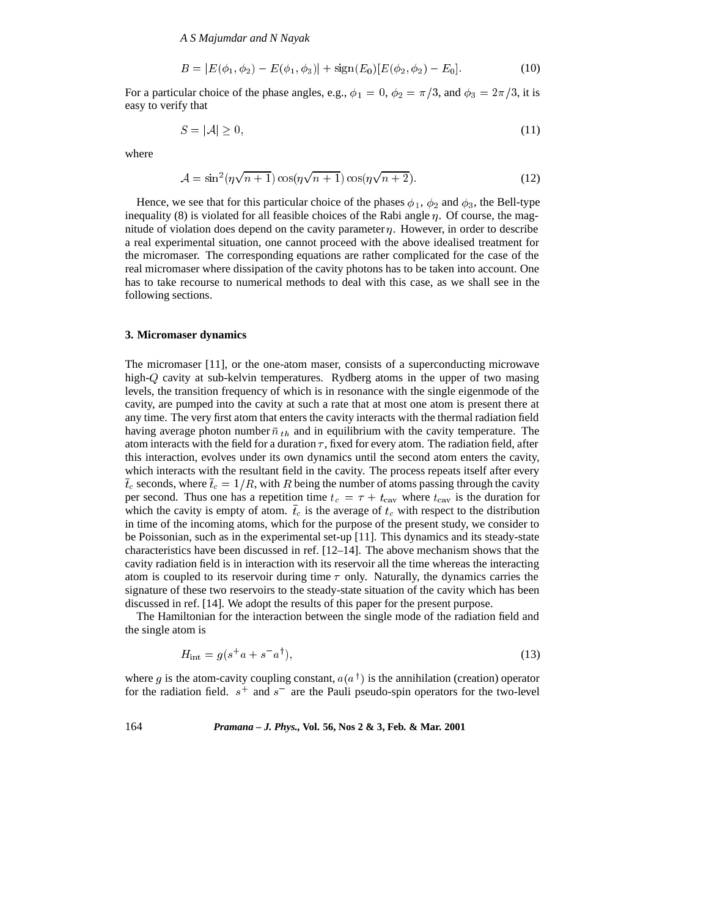$$B = |E(\phi_1, \phi_2) - E(\phi_1, \phi_3)| + \text{sign}(E_0)[E(\phi_2, \phi_2) - E_0]. \tag{10}$$

For a particular choice of the phase angles, e.g., $\phi_1 = 0$, $\phi_2 = \pi/3$, and $\phi_3 = 2\pi/3$, it is easy to verify that

$$S = |\mathcal{A}| \geq 0, \tag{11}$$

where

$$\mathcal{A} = \sin^2(\eta\sqrt{n+1})\cos(\eta\sqrt{n+1})\cos(\eta\sqrt{n+2}). \tag{12}$$

Hence, we see that for this particular choice of the phases $\phi_1$, $\phi_2$ and $\phi_3$, the Bell-type inequality (8) is violated for all feasible choices of the Rabi angle $\eta$. Of course, the magnitude of violation does depend on the cavity parameter $\eta$. However, in order to describe a real experimental situation, one cannot proceed with the above idealised treatment for the micromaser. The corresponding equations are rather complicated for the case of the real micromaser where dissipation of the cavity photons has to be taken into account. One has to take recourse to numerical methods to deal with this case, as we shall see in the following sections.

### 3. Micromaser dynamics

The micromaser [11], or the one-atom maser, consists of a superconducting microwave high-$Q$ cavity at sub-kelvin temperatures. Rydberg atoms in the upper of two masing levels, the transition frequency of which is in resonance with the single eigenmode of the cavity, are pumped into the cavity at such a rate that at most one atom is present there at any time. The very first atom that enters the cavity interacts with the thermal radiation field having average photon number $\bar{n}_{th}$ and in equilibrium with the cavity temperature. The atom interacts with the field for a duration $\tau$, fixed for every atom. The radiation field, after this interaction, evolves under its own dynamics until the second atom enters the cavity, which interacts with the resultant field in the cavity. The process repeats itself after every $\bar{t}_c$ seconds, where $\bar{t}_c = 1/R$, with $R$ being the number of atoms passing through the cavity per second. Thus one has a repetition time $t_c = \tau + t_{\text{cav}}$ where $t_{\text{cav}}$ is the duration for which the cavity is empty of atom. $\bar{t}_c$ is the average of $t_c$ with respect to the distribution in time of the incoming atoms, which for the purpose of the present study, we consider to be Poissonian, such as in the experimental set-up [11]. This dynamics and its steady-state characteristics have been discussed in ref. [12–14]. The above mechanism shows that the cavity radiation field is in interaction with its reservoir all the time whereas the interacting atom is coupled to its reservoir during time $\tau$ only. Naturally, the dynamics carries the signature of these two reservoirs to the steady-state situation of the cavity which has been discussed in ref. [14]. We adopt the results of this paper for the present purpose.

The Hamiltonian for the interaction between the single mode of the radiation field and the single atom is

$$H_{\text{int}} = g(s^+ a + s^- a^\dagger), \tag{13}$$

where $g$ is the atom-cavity coupling constant, $a(a^\dagger)$ is the annihilation (creation) operator for the radiation field. $s^+$ and $s^-$ are the Pauli pseudo-spin operators for the two-level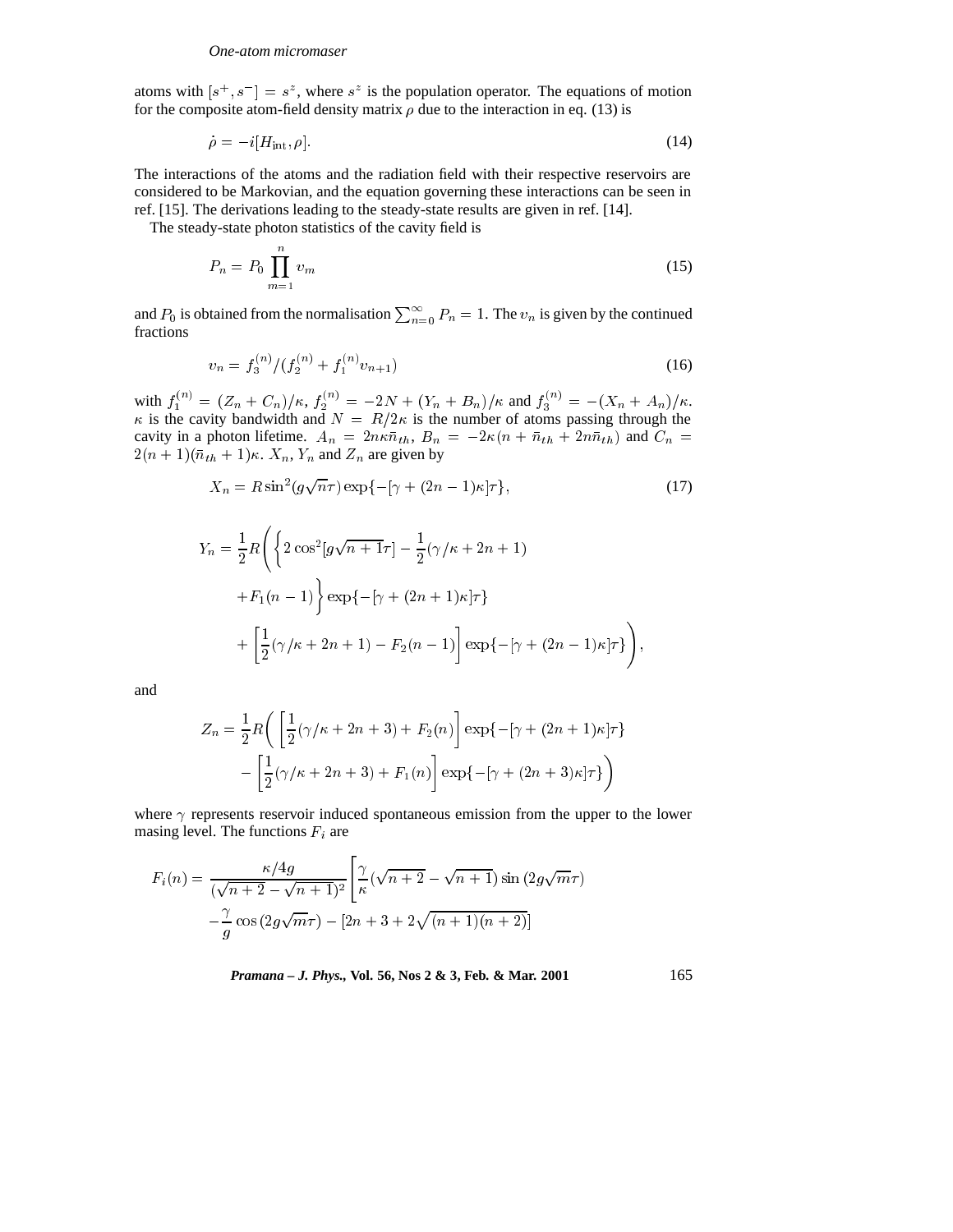atoms with $[s^+, s^-] = s^z$, where $s^z$ is the population operator. The equations of motion for the composite atom-field density matrix $\rho$ due to the interaction in eq. (13) is

$$\dot{\rho} = -i[H_{\text{int}}, \rho]. \tag{14}$$

The interactions of the atoms and the radiation field with their respective reservoirs are considered to be Markovian, and the equation governing these interactions can be seen in ref. [15]. The derivations leading to the steady-state results are given in ref. [14].

The steady-state photon statistics of the cavity field is

$$P_n = P_0 \prod_{m=1}^{n} v_m \tag{15}$$

and $P_0$ is obtained from the normalisation $\sum_{n=0}^{\infty} P_n = 1$. The $v_n$ is given by the continued fractions

$$v_n = f_3^{(n)} / (f_2^{(n)} + f_1^{(n)} v_{n+1}) \tag{16}$$

with $f_1^{(n)} = (Z_n + C_n)/\kappa$, $f_2^{(n)} = -2N + (Y_n + B_n)/\kappa$ and $f_3^{(n)} = -(X_n + A_n)/\kappa$. $\kappa$ is the cavity bandwidth and $N = R/2\kappa$ is the number of atoms passing through the cavity in a photon lifetime. $A_n = 2n\kappa\bar{n}_{th}$, $B_n = -2\kappa(n + \bar{n}_{th} + 2n\bar{n}_{th})$ and $C_n = 2(n+1)(\bar{n}_{th}+1)\kappa$. $X_n$, $Y_n$ and $Z_n$ are given by

$$X_n = R\sin^2(g\sqrt{n}\tau)\exp\{-[\gamma + (2n-1)\kappa]\tau\}, \tag{17}$$

$$\begin{aligned}
Y_n = \frac{1}{2}R\Bigg( &\bigg\{ 2\cos^2[g\sqrt{n+1}\tau] - \frac{1}{2}(\gamma/\kappa + 2n + 1) \\
&+ F_1(n-1) \bigg\} \exp\{-[\gamma + (2n+1)\kappa]\tau\} \\
&+ \left[\frac{1}{2}(\gamma/\kappa + 2n + 1) - F_2(n-1)\right] \exp\{-[\gamma + (2n-1)\kappa]\tau\} \Bigg),
\end{aligned}$$

and

$$\begin{aligned}
Z_n = \frac{1}{2}R\Bigg( &\left[\frac{1}{2}(\gamma/\kappa + 2n + 3) + F_2(n)\right] \exp\{-[\gamma + (2n+1)\kappa]\tau\} \\
&- \left[\frac{1}{2}(\gamma/\kappa + 2n + 3) + F_1(n)\right] \exp\{-[\gamma + (2n+3)\kappa]\tau\} \Bigg)
\end{aligned}$$

where $\gamma$ represents reservoir induced spontaneous emission from the upper to the lower masing level. The functions $F_i$ are

$$\begin{aligned}
F_i(n) = \frac{\kappa/4g}{(\sqrt{n+2} - \sqrt{n+1})^2} \bigg[ &\frac{\gamma}{\kappa}(\sqrt{n+2} - \sqrt{n+1}) \sin(2g\sqrt{m}\tau) \\
&- \frac{\gamma}{g}\cos(2g\sqrt{m}\tau) - [2n + 3 + 2\sqrt{(n+1)(n+2)}] \bigg]
\end{aligned}$$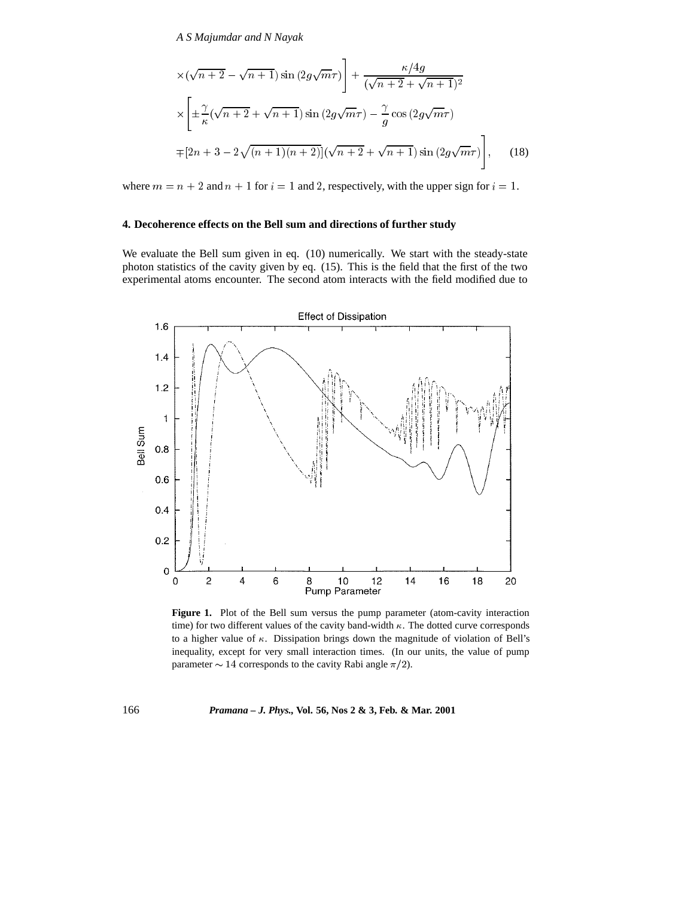$$\times(\sqrt{n+2}-\sqrt{n+1})\sin(2g\sqrt{m}\tau)\Bigg] + \frac{\kappa/4g}{(\sqrt{n+2}+\sqrt{n+1})^2}$$

$$\times\Bigg[\pm\frac{\gamma}{\kappa}(\sqrt{n+2}+\sqrt{n+1})\sin(2g\sqrt{m}\tau) - \frac{\gamma}{g}\cos(2g\sqrt{m}\tau)$$

$$\mp[2n+3-2\sqrt{(n+1)(n+2)}](\sqrt{n+2}+\sqrt{n+1})\sin(2g\sqrt{m}\tau)\Bigg], \qquad (18)$$

where $m = n+2$ and $n+1$ for $i=1$ and 2, respectively, with the upper sign for $i=1$.

### 4. Decoherence effects on the Bell sum and directions of further study

We evaluate the Bell sum given in eq. (10) numerically. We start with the steady-state photon statistics of the cavity given by eq. (15). This is the field that the first of the two experimental atoms encounter. The second atom interacts with the field modified due to

**Figure 1.** Plot of the Bell sum versus the pump parameter (atom-cavity interaction time) for two different values of the cavity band-width $\kappa$. The dotted curve corresponds to a higher value of $\kappa$. Dissipation brings down the magnitude of violation of Bell's inequality, except for very small interaction times. (In our units, the value of pump parameter $\sim 14$ corresponds to the cavity Rabi angle $\pi/2$).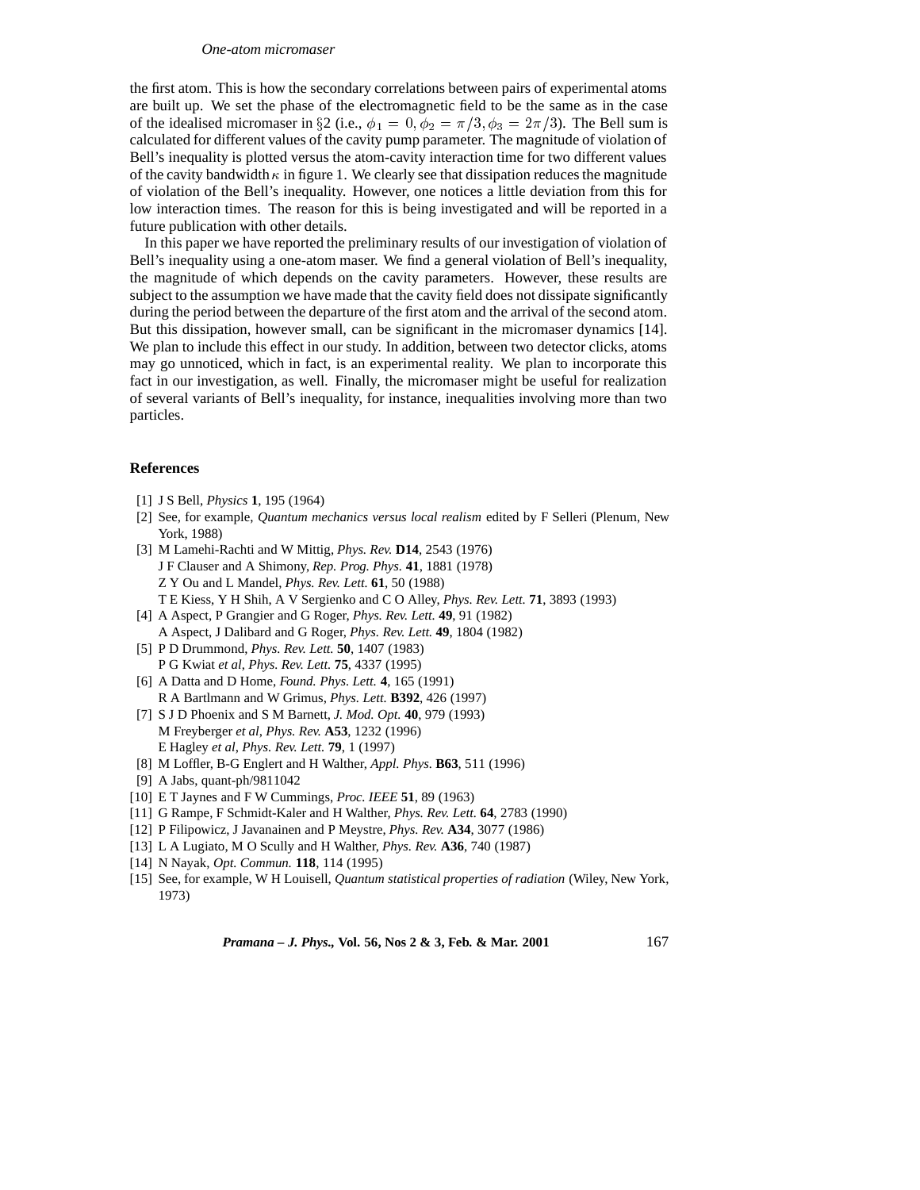the first atom. This is how the secondary correlations between pairs of experimental atoms are built up. We set the phase of the electromagnetic field to be the same as in the case of the idealised micromaser in §2 (i.e., $\phi_1 = 0, \phi_2 = \pi/3, \phi_3 = 2\pi/3$). The Bell sum is calculated for different values of the cavity pump parameter. The magnitude of violation of Bell's inequality is plotted versus the atom-cavity interaction time for two different values of the cavity bandwidth $\kappa$ in figure 1. We clearly see that dissipation reduces the magnitude of violation of the Bell's inequality. However, one notices a little deviation from this for low interaction times. The reason for this is being investigated and will be reported in a future publication with other details.

In this paper we have reported the preliminary results of our investigation of violation of Bell's inequality using a one-atom maser. We find a general violation of Bell's inequality, the magnitude of which depends on the cavity parameters. However, these results are subject to the assumption we have made that the cavity field does not dissipate significantly during the period between the departure of the first atom and the arrival of the second atom. But this dissipation, however small, can be significant in the micromaser dynamics [14]. We plan to include this effect in our study. In addition, between two detector clicks, atoms may go unnoticed, which in fact, is an experimental reality. We plan to incorporate this fact in our investigation, as well. Finally, the micromaser might be useful for realization of several variants of Bell's inequality, for instance, inequalities involving more than two particles.

## References

[1] J S Bell, *Physics* **1**, 195 (1964)

[2] See, for example, *Quantum mechanics versus local realism* edited by F Selleri (Plenum, New York, 1988)

[3] M Lamehi-Rachti and W Mittig, *Phys. Rev.* **D14**, 2543 (1976)
J F Clauser and A Shimony, *Rep. Prog. Phys.* **41**, 1881 (1978)
Z Y Ou and L Mandel, *Phys. Rev. Lett.* **61**, 50 (1988)
T E Kiess, Y H Shih, A V Sergienko and C O Alley, *Phys. Rev. Lett.* **71**, 3893 (1993)

[4] A Aspect, P Grangier and G Roger, *Phys. Rev. Lett.* **49**, 91 (1982)
A Aspect, J Dalibard and G Roger, *Phys. Rev. Lett.* **49**, 1804 (1982)

[5] P D Drummond, *Phys. Rev. Lett.* **50**, 1407 (1983)
P G Kwiat *et al*, *Phys. Rev. Lett.* **75**, 4337 (1995)

[6] A Datta and D Home, *Found. Phys. Lett.* **4**, 165 (1991)
R A Bartlmann and W Grimus, *Phys. Lett.* **B392**, 426 (1997)

[7] S J D Phoenix and S M Barnett, *J. Mod. Opt.* **40**, 979 (1993)
M Freyberger *et al*, *Phys. Rev.* **A53**, 1232 (1996)
E Hagley *et al*, *Phys. Rev. Lett.* **79**, 1 (1997)

[8] M Loffler, B-G Englert and H Walther, *Appl. Phys.* **B63**, 511 (1996)

[9] A Jabs, quant-ph/9811042

[10] E T Jaynes and F W Cummings, *Proc. IEEE* **51**, 89 (1963)

[11] G Rampe, F Schmidt-Kaler and H Walther, *Phys. Rev. Lett.* **64**, 2783 (1990)

[12] P Filipowicz, J Javanainen and P Meystre, *Phys. Rev.* **A34**, 3077 (1986)

[13] L A Lugiato, M O Scully and H Walther, *Phys. Rev.* **A36**, 740 (1987)

[14] N Nayak, *Opt. Commun.* **118**, 114 (1995)

[15] See, for example, W H Louisell, *Quantum statistical properties of radiation* (Wiley, New York, 1973)